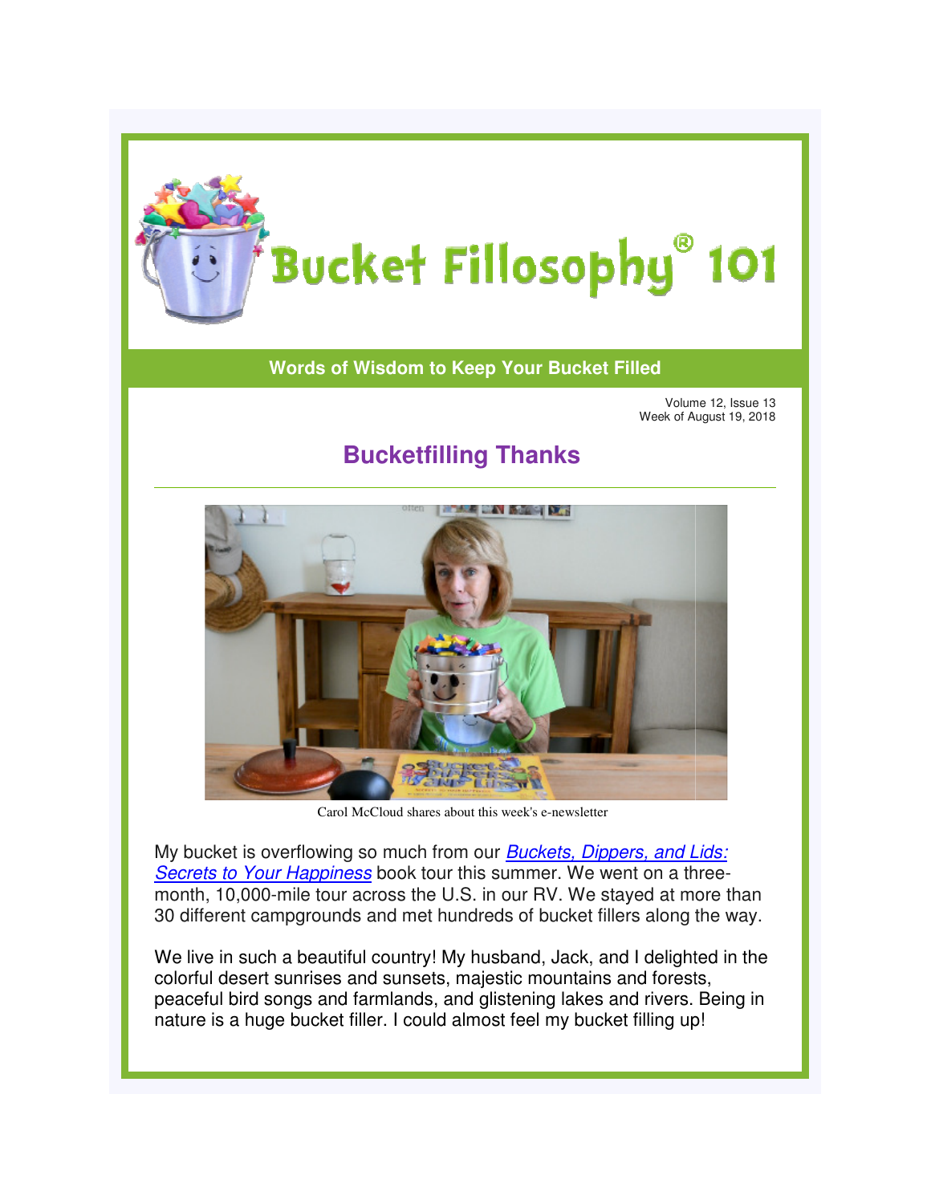# Bucket Fillosophy® 101

**Words of Wisdom to Keep Your Bucket Filled**

Volume 12, Issue 13
Week of August 19, 2018

## Bucketfilling Thanks

Carol McCloud shares about this week's e-newsletter

My bucket is overflowing so much from our *Buckets, Dippers, and Lids: Secrets to Your Happiness* book tour this summer. We went on a three-month, 10,000-mile tour across the U.S. in our RV. We stayed at more than 30 different campgrounds and met hundreds of bucket fillers along the way.

We live in such a beautiful country! My husband, Jack, and I delighted in the colorful desert sunrises and sunsets, majestic mountains and forests, peaceful bird songs and farmlands, and glistening lakes and rivers. Being in nature is a huge bucket filler. I could almost feel my bucket filling up!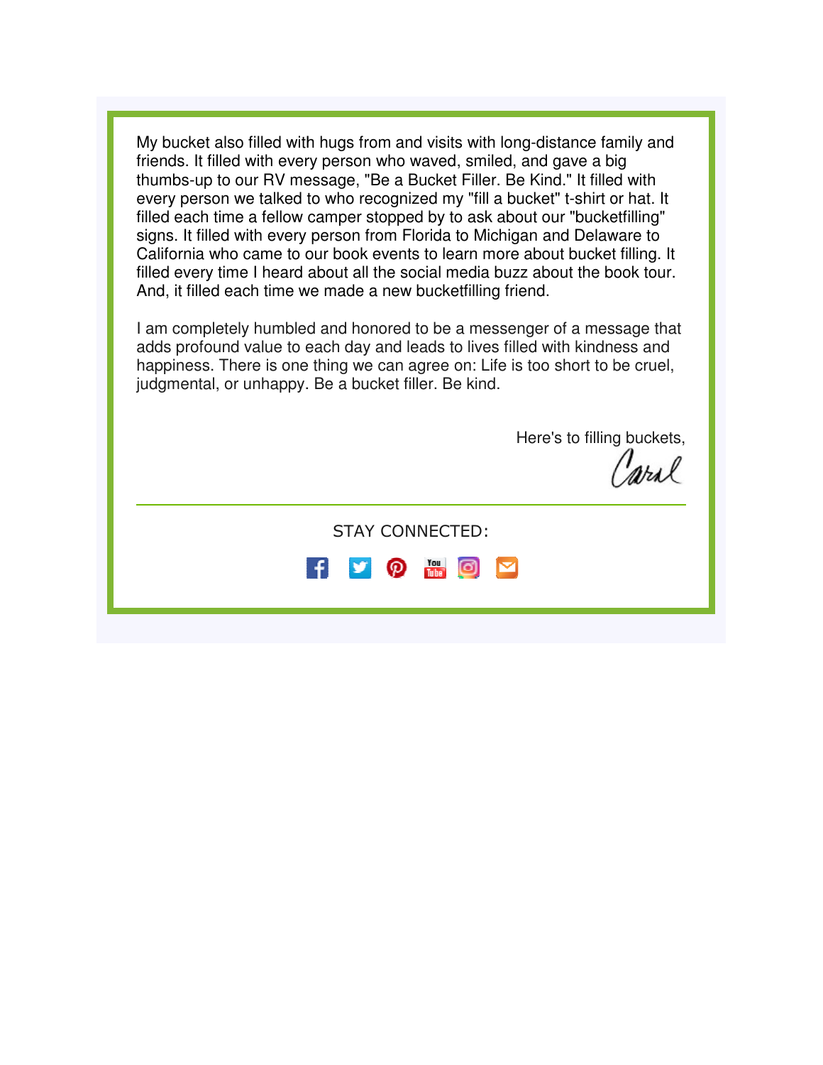My bucket also filled with hugs from and visits with long-distance family and friends. It filled with every person who waved, smiled, and gave a big thumbs-up to our RV message, "Be a Bucket Filler. Be Kind." It filled with every person we talked to who recognized my "fill a bucket" t-shirt or hat. It filled each time a fellow camper stopped by to ask about our "bucketfilling" signs. It filled with every person from Florida to Michigan and Delaware to California who came to our book events to learn more about bucket filling. It filled every time I heard about all the social media buzz about the book tour. And, it filled each time we made a new bucketfilling friend.

I am completely humbled and honored to be a messenger of a message that adds profound value to each day and leads to lives filled with kindness and happiness. There is one thing we can agree on: Life is too short to be cruel, judgmental, or unhappy. Be a bucket filler. Be kind.

Here's to filling buckets,

Carol

---

STAY CONNECTED: